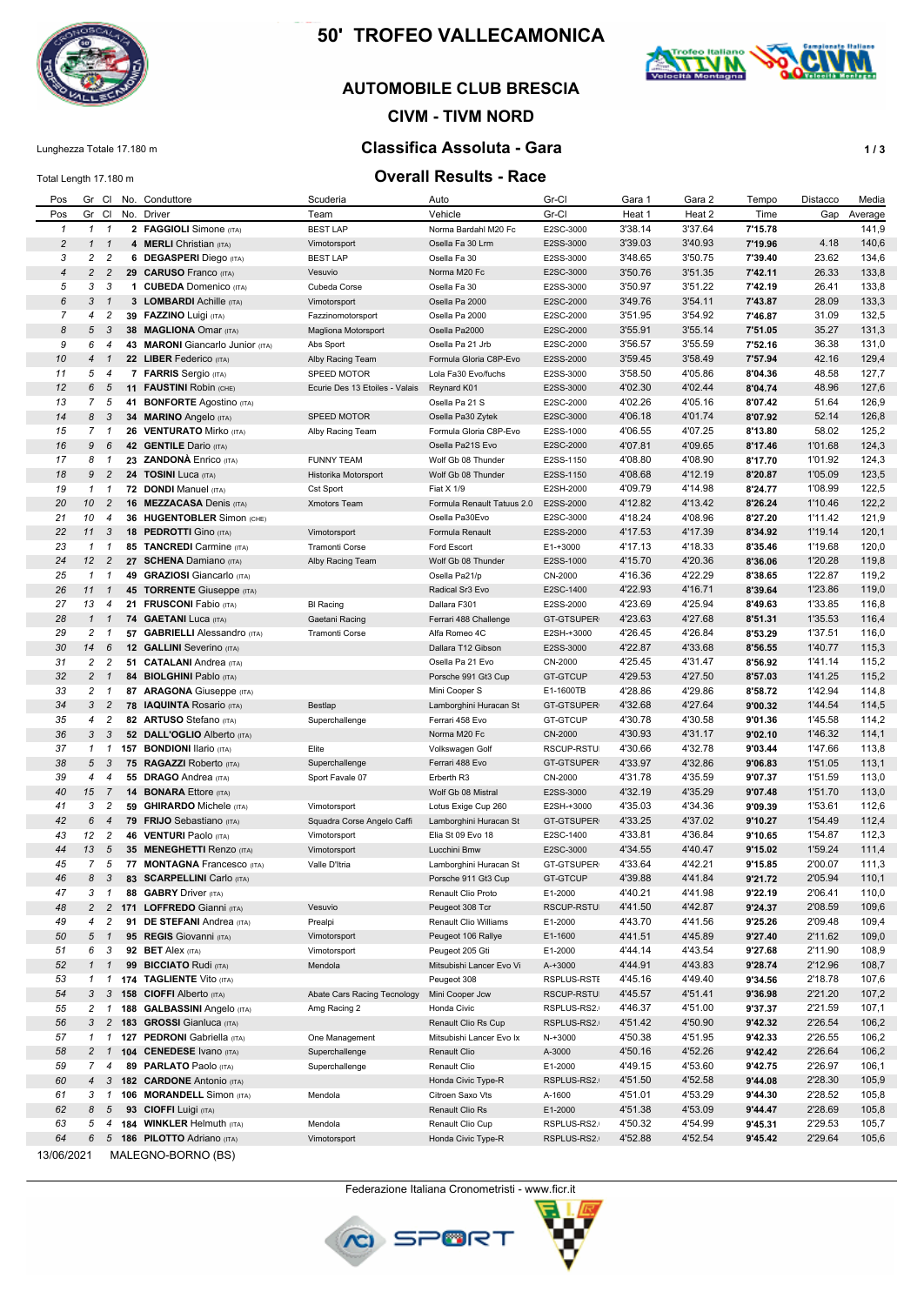# 50' TROFEO VALLECAMONICA

## AUTOMOBILE CLUB BRESCIA

## CIVM - TIVM NORD

Lunghezza Totale 17.180 m

Total Length 17.180 m

## Classifica Assoluta - Gara

## Overall Results - Race

| Pos<br>Pos | Gr<br>Gr | Cl<br>Cl | No.<br>No. | Conduttore<br>Driver | Scuderia<br>Team | Auto<br>Vehicle | Gr-Cl<br>Gr-Cl | Gara 1<br>Heat 1 | Gara 2<br>Heat 2 | Tempo<br>Time | Distacco<br>Gap | Media<br>Average |
|---|---|---|---|---|---|---|---|---|---|---|---|---|
| 1 | 1 | 1 | 2 | **FAGGIOLI** Simone (ITA) | BEST LAP | Norma Bardahl M20 Fc | E2SC-3000 | 3'38.14 | 3'37.64 | 7'15.78 | | 141,9 |
| 2 | 1 | 1 | 4 | **MERLI** Christian (ITA) | Vimotorsport | Osella Fa 30 Lrm | E2SS-3000 | 3'39.03 | 3'40.93 | 7'19.96 | 4.18 | 140,6 |
| 3 | 2 | 2 | 6 | **DEGASPERI** Diego (ITA) | BEST LAP | Osella Fa 30 | E2SS-3000 | 3'48.65 | 3'50.75 | 7'39.40 | 23.62 | 134,6 |
| 4 | 2 | 2 | 29 | **CARUSO** Franco (ITA) | Vesuvio | Norma M20 Fc | E2SC-3000 | 3'50.76 | 3'51.35 | 7'42.11 | 26.33 | 133,8 |
| 5 | 3 | 3 | 1 | **CUBEDA** Domenico (ITA) | Cubeda Corse | Osella Fa 30 | E2SS-3000 | 3'50.97 | 3'51.22 | 7'42.19 | 26.41 | 133,8 |
| 6 | 3 | 1 | 3 | **LOMBARDI** Achille (ITA) | Vimotorsport | Osella Pa 2000 | E2SC-2000 | 3'49.76 | 3'54.11 | 7'43.87 | 28.09 | 133,3 |
| 7 | 4 | 2 | 39 | **FAZZINO** Luigi (ITA) | Fazzinomotorsport | Osella Pa 2000 | E2SC-2000 | 3'51.95 | 3'54.92 | 7'46.87 | 31.09 | 132,5 |
| 8 | 5 | 3 | 38 | **MAGLIONA** Omar (ITA) | Magliona Motorsport | Osella Pa2000 | E2SC-2000 | 3'55.91 | 3'55.14 | 7'51.05 | 35.27 | 131,3 |
| 9 | 6 | 4 | 43 | **MARONI** Giancarlo Junior (ITA) | Abs Sport | Osella Pa 21 Jrb | E2SC-2000 | 3'56.57 | 3'55.59 | 7'52.16 | 36.38 | 131,0 |
| 10 | 4 | 1 | 22 | **LIBER** Federico (ITA) | Alby Racing Team | Formula Gloria C8P-Evo | E2SS-2000 | 3'59.45 | 3'58.49 | 7'57.94 | 42.16 | 129,4 |
| 11 | 5 | 4 | 7 | **FARRIS** Sergio (ITA) | SPEED MOTOR | Lola Fa30 Evo/fuchs | E2SS-3000 | 3'58.50 | 4'05.86 | 8'04.36 | 48.58 | 127,7 |
| 12 | 6 | 5 | 11 | **FAUSTINI** Robin (CHE) | Ecurie Des 13 Etoiles - Valais | Reynard K01 | E2SS-3000 | 4'02.30 | 4'02.44 | 8'04.74 | 48.96 | 127,6 |
| 13 | 7 | 5 | 41 | **BONFORTE** Agostino (ITA) | | Osella Pa 21 S | E2SC-2000 | 4'02.26 | 4'05.16 | 8'07.42 | 51.64 | 126,9 |
| 14 | 8 | 3 | 34 | **MARINO** Angelo (ITA) | SPEED MOTOR | Osella Pa30 Zytek | E2SC-3000 | 4'06.18 | 4'01.74 | 8'07.92 | 52.14 | 126,8 |
| 15 | 7 | 1 | 26 | **VENTURATO** Mirko (ITA) | Alby Racing Team | Formula Gloria C8P-Evo | E2SS-1000 | 4'06.55 | 4'07.25 | 8'13.80 | 58.02 | 125,2 |
| 16 | 9 | 6 | 42 | **GENTILE** Dario (ITA) | | Osella Pa21S Evo | E2SC-2000 | 4'07.81 | 4'09.65 | 8'17.46 | 1'01.68 | 124,3 |
| 17 | 8 | 1 | 23 | **ZANDONÀ** Enrico (ITA) | FUNNY TEAM | Wolf Gb 08 Thunder | E2SS-1150 | 4'08.80 | 4'08.90 | 8'17.70 | 1'01.92 | 124,3 |
| 18 | 9 | 2 | 24 | **TOSINI** Luca (ITA) | Historika Motorsport | Wolf Gb 08 Thunder | E2SS-1150 | 4'08.68 | 4'12.19 | 8'20.87 | 1'05.09 | 123,5 |
| 19 | 1 | 1 | 72 | **DONDI** Manuel (ITA) | Cst Sport | Fiat X 1/9 | E2SH-2000 | 4'09.79 | 4'14.98 | 8'24.77 | 1'08.99 | 122,5 |
| 20 | 10 | 2 | 16 | **MEZZACASA** Denis (ITA) | Xmotors Team | Formula Renault Tatuus 2.0 | E2SS-2000 | 4'12.82 | 4'13.42 | 8'26.24 | 1'10.46 | 122,2 |
| 21 | 10 | 4 | 36 | **HUGENTOBLER** Simon (CHE) | | Osella Pa30Evo | E2SC-3000 | 4'09.00 | 4'18.24 | 8'27.20 | 1'11.42 | 121,9 |
| 22 | 11 | 3 | 18 | **PEDROTTI** Gino (ITA) | Vimotorsport | Formula Renault | E2SS-2000 | 4'17.53 | 4'17.39 | 8'34.92 | 1'19.14 | 120,1 |
| 23 | 1 | 1 | 85 | **TANCREDI** Carmine (ITA) | Tramonti Corse | Ford Escort | E1-+3000 | 4'17.13 | 4'18.33 | 8'35.46 | 1'19.68 | 120,0 |
| 24 | 12 | 2 | 27 | **SCHENA** Damiano (ITA) | Alby Racing Team | Wolf Gb 08 Thunder | E2SS-1000 | 4'15.70 | 4'20.36 | 8'36.06 | 1'20.28 | 119,8 |
| 25 | 1 | 1 | 49 | **GRAZIOSI** Giancarlo (ITA) | | Osella Pa21/p | CN-2000 | 4'16.36 | 4'22.29 | 8'38.65 | 1'22.87 | 119,2 |
| 26 | 11 | 1 | 45 | **TORRENTE** Giuseppe (ITA) | | Radical Sr3 Evo | E2SC-1400 | 4'22.93 | 4'16.71 | 8'39.64 | 1'23.86 | 119,0 |
| 27 | 13 | 4 | 21 | **FRUSCONI** Fabio (ITA) | Bl Racing | Dallara F301 | E2SS-2000 | 4'23.69 | 4'25.94 | 8'49.63 | 1'33.85 | 116,8 |
| 28 | 1 | 1 | 74 | **GAETANI** Luca (ITA) | Gaetani Racing | Ferrari 488 Challenge | GT-GTSUPER | 4'23.63 | 4'27.68 | 8'51.31 | 1'35.53 | 116,4 |
| 29 | 2 | 1 | 57 | **GABRIELLI** Alessandro (ITA) | Tramonti Corse | Alfa Romeo 4C | E2SH-+3000 | 4'26.45 | 4'26.84 | 8'53.29 | 1'37.51 | 116,0 |
| 30 | 14 | 6 | 12 | **GALLINI** Severino (ITA) | | Dallara T12 Gibson | E2SS-3000 | 4'22.87 | 4'33.68 | 8'56.55 | 1'40.77 | 115,3 |
| 31 | 2 | 1 | 51 | **CATALANI** Andrea (ITA) | | Osella Pa 21 Evo | CN-2000 | 4'25.45 | 4'31.47 | 8'56.92 | 1'41.14 | 115,2 |
| 32 | 2 | 1 | 84 | **BIOLGHINI** Pablo (ITA) | | Porsche 991 Gt3 Cup | GT-GTCUP | 4'29.53 | 4'27.50 | 8'57.03 | 1'41.25 | 115,2 |
| 33 | 2 | 1 | 87 | **ARAGONA** Giuseppe (ITA) | | Mini Cooper S | E1-1600TB | 4'28.86 | 4'29.86 | 8'58.72 | 1'42.94 | 114,8 |
| 34 | 3 | 2 | 78 | **IAQUINTA** Rosario (ITA) | Bestlap | Lamborghini Huracan St | GT-GTSUPER | 4'32.68 | 4'27.64 | 9'00.32 | 1'44.54 | 114,5 |
| 35 | 4 | 2 | 82 | **ARTUSO** Stefano (ITA) | Superchallenge | Ferrari 458 Evo | GT-GTCUP | 4'30.78 | 4'30.58 | 9'01.36 | 1'45.58 | 114,2 |
| 36 | 3 | 3 | 52 | **DALL'OGLIO** Alberto (ITA) | | Norma M20 Fc | CN-2000 | 4'30.93 | 4'31.17 | 9'02.10 | 1'46.32 | 114,1 |
| 37 | 1 | 1 | 157 | **BONDIONI** Ilario (ITA) | Elite | Volkswagen Golf | RSCUP-RSTU | 4'30.66 | 4'32.78 | 9'03.44 | 1'47.66 | 113,8 |
| 38 | 5 | 3 | 75 | **RAGAZZI** Roberto (ITA) | Superchallenge | Ferrari 488 Evo | GT-GTSUPER | 4'33.97 | 4'32.86 | 9'06.83 | 1'51.05 | 113,1 |
| 39 | 4 | 4 | 55 | **DRAGO** Andrea (ITA) | Sport Favale 07 | Erberth R3 | CN-2000 | 4'31.78 | 4'35.59 | 9'07.37 | 1'51.59 | 113,0 |
| 40 | 15 | 7 | 14 | **BONARA** Ettore (ITA) | | Wolf Gb 08 Mistral | E2SS-3000 | 4'32.19 | 4'35.29 | 9'07.48 | 1'51.70 | 113,0 |
| 41 | 3 | 2 | 59 | **GHIRARDO** Michele (ITA) | Vimotorsport | Lotus Exige Cup 260 | E2SH-+3000 | 4'35.03 | 4'34.36 | 9'09.39 | 1'53.61 | 112,6 |
| 42 | 6 | 4 | 79 | **FRIJO** Sebastiano (ITA) | Squadra Corse Angelo Caffi | Lamborghini Huracan St | GT-GTSUPER | 4'33.25 | 4'37.02 | 9'10.27 | 1'54.49 | 112,4 |
| 43 | 12 | 2 | 46 | **VENTURI** Paolo (ITA) | Vimotorsport | Elia St 09 Evo 18 | E2SC-1400 | 4'33.81 | 4'36.84 | 9'10.65 | 1'54.87 | 112,3 |
| 44 | 13 | 5 | 35 | **MENEGHETTI** Renzo (ITA) | Vimotorsport | Lucchini Bmw | E2SC-3000 | 4'34.55 | 4'40.47 | 9'15.02 | 1'59.24 | 111,4 |
| 45 | 7 | 5 | 77 | **MONTAGNA** Francesco (ITA) | Valle D'Itria | Lamborghini Huracan St | GT-GTSUPER | 4'33.64 | 4'42.21 | 9'15.85 | 2'00.07 | 111,3 |
| 46 | 8 | 3 | 83 | **SCARPELLINI** Carlo (ITA) | | Porsche 911 Gt3 Cup | GT-GTCUP | 4'39.88 | 4'41.84 | 9'21.72 | 2'05.94 | 110,1 |
| 47 | 3 | 1 | 88 | **GABRY** Driver (ITA) | | Renault Clio Proto | E1-2000 | 4'40.21 | 4'41.98 | 9'22.19 | 2'06.41 | 110,0 |
| 48 | 2 | 2 | 171 | **LOFFREDO** Gianni (ITA) | Vesuvio | Peugeot 308 Tcr | RSCUP-RSTU | 4'41.50 | 4'42.87 | 9'24.37 | 2'08.59 | 109,6 |
| 49 | 4 | 2 | 91 | **DE STEFANI** Andrea (ITA) | Prealpi | Renault Clio Williams | E1-2000 | 4'43.70 | 4'41.56 | 9'25.26 | 2'09.48 | 109,4 |
| 50 | 5 | 1 | 95 | **REGIS** Giovanni (ITA) | Vimotorsport | Peugeot 106 Rallye | E1-1600 | 4'41.51 | 4'45.89 | 9'27.40 | 2'11.62 | 109,0 |
| 51 | 6 | 3 | 92 | **BET** Alex (ITA) | Vimotorsport | Peugeot 205 Gti | E1-2000 | 4'44.14 | 4'43.54 | 9'27.68 | 2'11.90 | 108,9 |
| 52 | 1 | 1 | 99 | **BICCIATO** Rudi (ITA) | Mendola | Mitsubishi Lancer Evo Vi | A-+3000 | 4'44.91 | 4'43.83 | 9'28.74 | 2'12.96 | 108,7 |
| 53 | 1 | 1 | 174 | **TAGLIENTE** Vito (ITA) | | Peugeot 308 | RSPLUS-RSTE | 4'45.16 | 4'49.40 | 9'34.56 | 2'18.78 | 107,6 |
| 54 | 3 | 3 | 158 | **CIOFFI** Alberto (ITA) | Abate Cars Racing Tecnology | Mini Cooper Jcw | RSCUP-RSTU | 4'45.57 | 4'51.41 | 9'36.98 | 2'21.20 | 107,2 |
| 55 | 2 | 1 | 188 | **GALBASSINI** Angelo (ITA) | Amg Racing 2 | Honda Civic | RSPLUS-RS2. | 4'46.37 | 4'51.00 | 9'37.37 | 2'21.59 | 107,1 |
| 56 | 3 | 2 | 183 | **GROSSI** Gianluca (ITA) | | Renault Clio Rs Cup | RSPLUS-RS2. | 4'51.42 | 4'50.90 | 9'42.32 | 2'26.54 | 106,2 |
| 57 | 1 | 1 | 127 | **PEDRONI** Gabriella (ITA) | One Management | Mitsubishi Lancer Evo Ix | N-+3000 | 4'50.38 | 4'51.95 | 9'42.33 | 2'26.55 | 106,2 |
| 58 | 2 | 1 | 104 | **CENEDESE** Ivano (ITA) | Superchallenge | Renault Clio | A-3000 | 4'50.16 | 4'52.26 | 9'42.42 | 2'26.64 | 106,2 |
| 59 | 7 | 4 | 89 | **PARLATO** Paolo (ITA) | Superchallenge | Renault Clio | E1-2000 | 4'49.15 | 4'53.60 | 9'42.75 | 2'26.97 | 106,1 |
| 60 | 4 | 3 | 182 | **CARDONE** Antonio (ITA) | | Honda Civic Type-R | RSPLUS-RS2. | 4'51.50 | 4'52.58 | 9'44.08 | 2'28.30 | 105,9 |
| 61 | 3 | 1 | 106 | **MORANDELL** Simon (ITA) | Mendola | Citroen Saxo Vts | A-1600 | 4'51.01 | 4'53.29 | 9'44.30 | 2'28.52 | 105,8 |
| 62 | 8 | 5 | 93 | **CIOFFI** Luigi (ITA) | | Renault Clio Rs | E1-2000 | 4'51.38 | 4'53.09 | 9'44.47 | 2'28.69 | 105,8 |
| 63 | 5 | 4 | 184 | **WINKLER** Helmuth (ITA) | Mendola | Renault Clio Cup | RSPLUS-RS2. | 4'50.32 | 4'54.99 | 9'45.31 | 2'29.53 | 105,7 |
| 64 | 6 | 5 | 186 | **PILOTTO** Adriano (ITA) | Vimotorsport | Honda Civic Type-R | RSPLUS-RS2. | 4'52.88 | 4'52.54 | 9'45.42 | 2'29.64 | 105,6 |

13/06/2021 MALEGNO-BORNO (BS)

Federazione Italiana Cronometristi - www.ficr.it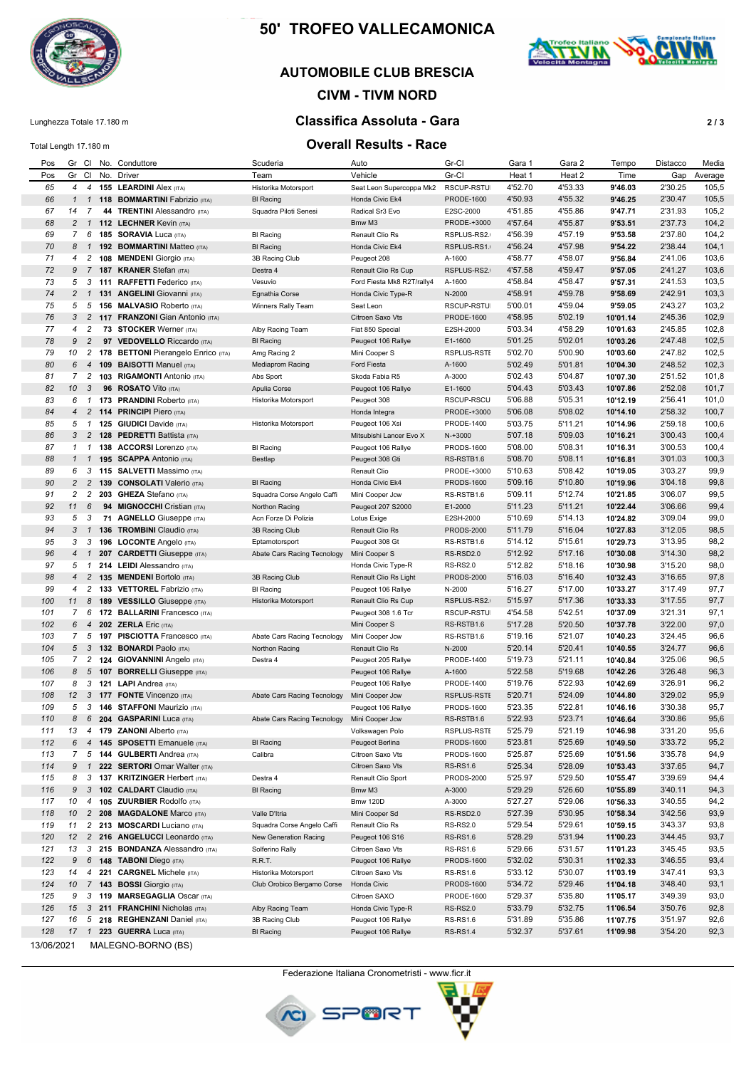# 50' TROFEO VALLECAMONICA

## AUTOMOBILE CLUB BRESCIA

## CIVM - TIVM NORD

Lunghezza Totale 17.180 m

Total Length 17.180 m

## Classifica Assoluta - Gara

## Overall Results - Race

| Pos<br>Pos | Gr<br>Gr | Cl<br>Cl | No.<br>No. | Conduttore<br>Driver | Scuderia<br>Team | Auto<br>Vehicle | Gr-Cl<br>Gr-Cl | Gara 1<br>Heat 1 | Gara 2<br>Heat 2 | Tempo<br>Time | Distacco<br>Gap | Media<br>Average |
|---|---|---|---|---|---|---|---|---|---|---|---|---|
| 65 | 4 | 4 | 155 | **LEARDINI** Alex (ITA) | Historika Motorsport | Seat Leon Supercoppa Mk2 | RSCUP-RSTU | 4'52.70 | 4'53.33 | **9'46.03** | 2'30.25 | 105,5 |
| 66 | 1 | 1 | 118 | **BOMMARTINI** Fabrizio (ITA) | Bl Racing | Honda Civic Ek4 | PRODE-1600 | 4'50.93 | 4'55.32 | **9'46.25** | 2'30.47 | 105,5 |
| 67 | 14 | 7 | 44 | **TRENTINI** Alessandro (ITA) | Squadra Piloti Senesi | Radical Sr3 Evo | E2SC-2000 | 4'51.85 | 4'55.86 | **9'47.71** | 2'31.93 | 105,2 |
| 68 | 2 | 1 | 112 | **LECHNER** Kevin (ITA) | | Bmw M3 | PRODE-+3000 | 4'57.64 | 4'55.87 | **9'53.51** | 2'37.73 | 104,2 |
| 69 | 7 | 6 | 185 | **SORAVIA** Luca (ITA) | Bl Racing | Renault Clio Rs | RSPLUS-RS2. | 4'56.39 | 4'57.19 | **9'53.58** | 2'37.80 | 104,2 |
| 70 | 8 | 1 | 192 | **BOMMARTINI** Matteo (ITA) | Bl Racing | Honda Civic Ek4 | RSPLUS-RS1. | 4'56.24 | 4'57.98 | **9'54.22** | 2'38.44 | 104,1 |
| 71 | 4 | 2 | 108 | **MENDENI** Giorgio (ITA) | 3B Racing Club | Peugeot 208 | A-1600 | 4'58.77 | 4'58.07 | **9'56.84** | 2'41.06 | 103,6 |
| 72 | 9 | 7 | 187 | **KRANER** Stefan (ITA) | Destra 4 | Renault Clio Rs Cup | RSPLUS-RS2. | 4'57.58 | 4'59.47 | **9'57.05** | 2'41.27 | 103,6 |
| 73 | 5 | 3 | 111 | **RAFFETTI** Federico (ITA) | Vesuvio | Ford Fiesta Mk8 R2T/rally4 | A-1600 | 4'58.84 | 4'58.47 | **9'57.31** | 2'41.53 | 103,5 |
| 74 | 2 | 1 | 131 | **ANGELINI** Giovanni (ITA) | Egnathia Corse | Honda Civic Type-R | N-2000 | 4'58.91 | 4'59.78 | **9'58.69** | 2'42.91 | 103,3 |
| 75 | 5 | 5 | 156 | **MALVASIO** Roberto (ITA) | Winners Rally Team | Seat Leon | RSCUP-RSTU | 5'00.01 | 4'59.04 | **9'59.05** | 2'43.27 | 103,2 |
| 76 | 3 | 2 | 117 | **FRANZONI** Gian Antonio (ITA) | | Citroen Saxo Vts | PRODE-1600 | 4'58.95 | 5'02.19 | **10'01.14** | 2'45.36 | 102,9 |
| 77 | 4 | 2 | 73 | **STOCKER** Werner (ITA) | Alby Racing Team | Fiat 850 Special | E2SH-2000 | 5'03.34 | 4'58.29 | **10'01.63** | 2'45.85 | 102,8 |
| 78 | 9 | 2 | 97 | **VEDOVELLO** Riccardo (ITA) | Bl Racing | Peugeot 106 Rallye | E1-1600 | 5'01.25 | 5'02.01 | **10'03.26** | 2'47.48 | 102,5 |
| 79 | 10 | 2 | 178 | **BETTONI** Pierangelo Enrico (ITA) | Amg Racing 2 | Mini Cooper S | RSPLUS-RSTE | 5'02.70 | 5'00.90 | **10'03.60** | 2'47.82 | 102,5 |
| 80 | 6 | 4 | 109 | **BAISOTTI** Manuel (ITA) | Mediaprom Racing | Ford Fiesta | A-1600 | 5'02.49 | 5'01.81 | **10'04.30** | 2'48.52 | 102,3 |
| 81 | 7 | 2 | 103 | **RIGAMONTI** Antonio (ITA) | Abs Sport | Skoda Fabia R5 | A-3000 | 5'02.43 | 5'04.87 | **10'07.30** | 2'51.52 | 101,8 |
| 82 | 10 | 3 | 96 | **ROSATO** Vito (ITA) | Apulia Corse | Peugeot 106 Rallye | E1-1600 | 5'04.43 | 5'03.43 | **10'07.86** | 2'52.08 | 101,7 |
| 83 | 6 | 1 | 173 | **PRANDINI** Roberto (ITA) | Historika Motorsport | Peugeot 308 | RSCUP-RSCU | 5'06.88 | 5'05.31 | **10'12.19** | 2'56.41 | 101,0 |
| 84 | 4 | 2 | 114 | **PRINCIPI** Piero (ITA) | | Honda Integra | PRODE-+3000 | 5'06.08 | 5'08.02 | **10'14.10** | 2'58.32 | 100,7 |
| 85 | 5 | 1 | 125 | **GIUDICI** Davide (ITA) | Historika Motorsport | Peugeot 106 Xsi | PRODE-1400 | 5'03.75 | 5'11.21 | **10'14.96** | 2'59.18 | 100,6 |
| 86 | 3 | 2 | 128 | **PEDRETTI** Battista (ITA) | | Mitsubishi Lancer Evo X | N-+3000 | 5'07.18 | 5'09.03 | **10'16.21** | 3'00.43 | 100,4 |
| 87 | 1 | 1 | 138 | **ACCORSI** Lorenzo (ITA) | Bl Racing | Peugeot 106 Rallye | PRODS-1600 | 5'08.00 | 5'08.31 | **10'16.31** | 3'00.53 | 100,4 |
| 88 | 1 | 1 | 195 | **SCAPPA** Antonio (ITA) | Bestlap | Peugeot 308 Gti | RS-RSTB1.6 | 5'08.70 | 5'08.11 | **10'16.81** | 3'01.03 | 100,3 |
| 89 | 6 | 3 | 115 | **SALVETTI** Massimo (ITA) | | Renault Clio | PRODE-+3000 | 5'10.63 | 5'08.42 | **10'19.05** | 3'03.27 | 99,9 |
| 90 | 2 | 2 | 139 | **CONSOLATI** Valerio (ITA) | Bl Racing | Honda Civic Ek4 | PRODS-1600 | 5'09.16 | 5'10.80 | **10'19.96** | 3'04.18 | 99,8 |
| 91 | 2 | 2 | 203 | **GHEZA** Stefano (ITA) | Squadra Corse Angelo Caffi | Mini Cooper Jcw | RS-RSTB1.6 | 5'09.11 | 5'12.74 | **10'21.85** | 3'06.07 | 99,5 |
| 92 | 11 | 6 | 94 | **MIGNOCCHI** Cristian (ITA) | Northon Racing | Peugeot 207 S2000 | E1-2000 | 5'11.23 | 5'11.21 | **10'22.44** | 3'06.66 | 99,4 |
| 93 | 5 | 3 | 71 | **AGNELLO** Giuseppe (ITA) | Acn Forze Di Polizia | Lotus Exige | E2SH-2000 | 5'10.69 | 5'14.13 | **10'24.82** | 3'09.04 | 99,0 |
| 94 | 3 | 1 | 136 | **TROMBINI** Claudio (ITA) | 3B Racing Club | Renault Clio Rs | PRODS-2000 | 5'11.79 | 5'16.04 | **10'27.83** | 3'12.05 | 98,5 |
| 95 | 3 | 3 | 196 | **LOCONTE** Angelo (ITA) | Eptamotorsport | Peugeot 308 Gt | RS-RSTB1.6 | 5'14.12 | 5'15.61 | **10'29.73** | 3'13.95 | 98,2 |
| 96 | 4 | 1 | 207 | **CARDETTI** Giuseppe (ITA) | Abate Cars Racing Tecnology | Mini Cooper S | RS-RSD2.0 | 5'12.92 | 5'17.16 | **10'30.08** | 3'14.30 | 98,2 |
| 97 | 5 | 1 | 214 | **LEIDI** Alessandro (ITA) | | Honda Civic Type-R | RS-RS2.0 | 5'12.82 | 5'18.16 | **10'30.98** | 3'15.20 | 98,0 |
| 98 | 4 | 2 | 135 | **MENDENI** Bortolo (ITA) | 3B Racing Club | Renault Clio Rs Light | PRODS-2000 | 5'16.03 | 5'16.40 | **10'32.43** | 3'16.65 | 97,8 |
| 99 | 4 | 2 | 133 | **VETTOREL** Fabrizio (ITA) | Bl Racing | Peugeot 106 Rallye | N-2000 | 5'16.27 | 5'17.00 | **10'33.27** | 3'17.49 | 97,7 |
| 100 | 11 | 8 | 189 | **VESSILLO** Giuseppe (ITA) | Historika Motorsport | Renault Clio Rs Cup | RSPLUS-RS2. | 5'15.97 | 5'17.36 | **10'33.33** | 3'17.55 | 97,7 |
| 101 | 7 | 6 | 172 | **BALLARINI** Francesco (ITA) | | Peugeot 308 1.6 Tcr | RSCUP-RSTU | 4'54.58 | 5'42.51 | **10'37.09** | 3'21.31 | 97,1 |
| 102 | 6 | 4 | 202 | **ZERLA** Eric (ITA) | | Mini Cooper S | RS-RSTB1.6 | 5'17.28 | 5'20.50 | **10'37.78** | 3'22.00 | 97,0 |
| 103 | 7 | 5 | 197 | **PISCIOTTA** Francesco (ITA) | Abate Cars Racing Tecnology | Mini Cooper Jcw | RS-RSTB1.6 | 5'19.16 | 5'21.07 | **10'40.23** | 3'24.45 | 96,6 |
| 104 | 5 | 3 | 132 | **BONARDI** Paolo (ITA) | Northon Racing | Renault Clio Rs | N-2000 | 5'20.14 | 5'20.41 | **10'40.55** | 3'24.77 | 96,6 |
| 105 | 7 | 2 | 124 | **GIOVANNINI** Angelo (ITA) | Destra 4 | Peugeot 205 Rallye | PRODE-1400 | 5'19.73 | 5'21.11 | **10'40.84** | 3'25.06 | 96,5 |
| 106 | 8 | 5 | 107 | **BORRELLI** Giuseppe (ITA) | | Peugeot 106 Rallye | A-1600 | 5'22.58 | 5'19.68 | **10'42.26** | 3'26.48 | 96,3 |
| 107 | 8 | 3 | 121 | **LAPI** Andrea (ITA) | | Peugeot 106 Rallye | PRODE-1400 | 5'19.76 | 5'22.93 | **10'42.69** | 3'26.91 | 96,2 |
| 108 | 12 | 3 | 177 | **FONTE** Vincenzo (ITA) | Abate Cars Racing Tecnology | Mini Cooper Jcw | RSPLUS-RSTE | 5'20.71 | 5'24.09 | **10'44.80** | 3'29.02 | 95,9 |
| 109 | 5 | 3 | 146 | **STAFFONI** Maurizio (ITA) | | Peugeot 106 Rallye | PRODS-1600 | 5'23.35 | 5'22.81 | **10'46.16** | 3'30.38 | 95,7 |
| 110 | 8 | 6 | 204 | **GASPARINI** Luca (ITA) | Abate Cars Racing Tecnology | Mini Cooper Jcw | RS-RSTB1.6 | 5'22.93 | 5'23.71 | **10'46.64** | 3'30.86 | 95,6 |
| 111 | 13 | 4 | 179 | **ZANONI** Alberto (ITA) | | Volkswagen Polo | RSPLUS-RSTE | 5'25.79 | 5'21.19 | **10'46.98** | 3'31.20 | 95,6 |
| 112 | 6 | 4 | 145 | **SPOSETTI** Emanuele (ITA) | Bl Racing | Peugeot Berlina | PRODS-1600 | 5'23.81 | 5'25.69 | **10'49.50** | 3'33.72 | 95,2 |
| 113 | 7 | 5 | 144 | **GULBERTI** Andrea (ITA) | Calibra | Citroen Saxo Vts | PRODS-1600 | 5'25.87 | 5'25.69 | **10'51.56** | 3'35.78 | 94,9 |
| 114 | 9 | 1 | 222 | **SERTORI** Omar Walter (ITA) | | Citroen Saxo Vts | RS-RS1.6 | 5'25.34 | 5'28.09 | **10'53.43** | 3'37.65 | 94,7 |
| 115 | 8 | 3 | 137 | **KRITZINGER** Herbert (ITA) | Destra 4 | Renault Clio Sport | PRODS-2000 | 5'25.97 | 5'29.50 | **10'55.47** | 3'39.69 | 94,4 |
| 116 | 9 | 3 | 102 | **CALDART** Claudio (ITA) | Bl Racing | Bmw M3 | A-3000 | 5'29.29 | 5'26.60 | **10'55.89** | 3'40.11 | 94,3 |
| 117 | 10 | 4 | 105 | **ZUURBIER** Rodolfo (ITA) | | Bmw 120D | A-3000 | 5'27.27 | 5'29.06 | **10'56.33** | 3'40.55 | 94,2 |
| 118 | 10 | 2 | 208 | **MAGDALONE** Marco (ITA) | Valle D'Itria | Mini Cooper Sd | RS-RSD2.0 | 5'27.39 | 5'30.95 | **10'58.34** | 3'42.56 | 93,9 |
| 119 | 11 | 2 | 213 | **MOSCARDI** Luciano (ITA) | Squadra Corse Angelo Caffi | Renault Clio Rs | RS-RS2.0 | 5'29.54 | 5'29.61 | **10'59.15** | 3'43.37 | 93,8 |
| 120 | 12 | 2 | 216 | **ANGELUCCI** Leonardo (ITA) | New Generation Racing | Peugeot 106 S16 | RS-RS1.6 | 5'28.29 | 5'31.94 | **11'00.23** | 3'44.45 | 93,7 |
| 121 | 13 | 3 | 215 | **BONDANZA** Alessandro (ITA) | Solferino Rally | Citroen Saxo Vts | RS-RS1.6 | 5'29.66 | 5'31.57 | **11'01.23** | 3'45.45 | 93,5 |
| 122 | 9 | 6 | 148 | **TABONI** Diego (ITA) | R.R.T. | Peugeot 106 Rallye | PRODS-1600 | 5'32.02 | 5'30.31 | **11'02.33** | 3'46.55 | 93,4 |
| 123 | 14 | 4 | 221 | **CARGNEL** Michele (ITA) | Historika Motorsport | Citroen Saxo Vts | RS-RS1.6 | 5'33.12 | 5'30.07 | **11'03.19** | 3'47.41 | 93,3 |
| 124 | 10 | 7 | 143 | **BOSSI** Giorgio (ITA) | Club Orobico Bergamo Corse | Honda Civic | PRODS-1600 | 5'34.72 | 5'29.46 | **11'04.18** | 3'48.40 | 93,1 |
| 125 | 9 | 3 | 119 | **MARSEGAGLIA** Oscar (ITA) | | Citroen SAXO | PRODE-1600 | 5'29.37 | 5'35.80 | **11'05.17** | 3'49.39 | 93,0 |
| 126 | 15 | 3 | 211 | **FRANCHINI** Nicholas (ITA) | Alby Racing Team | Honda Civic Type-R | RS-RS2.0 | 5'33.79 | 5'32.75 | **11'06.54** | 3'50.76 | 92,8 |
| 127 | 16 | 5 | 218 | **REGHENZANI** Daniel (ITA) | 3B Racing Club | Peugeot 106 Rallye | RS-RS1.6 | 5'31.89 | 5'35.86 | **11'07.75** | 3'51.97 | 92,6 |
| 128 | 17 | 1 | 223 | **GUERRA** Luca (ITA) | Bl Racing | Peugeot 106 Rallye | RS-RS1.4 | 5'32.37 | 5'37.61 | **11'09.98** | 3'54.20 | 92,3 |

13/06/2021 MALEGNO-BORNO (BS)

Federazione Italiana Cronometristi - www.ficr.it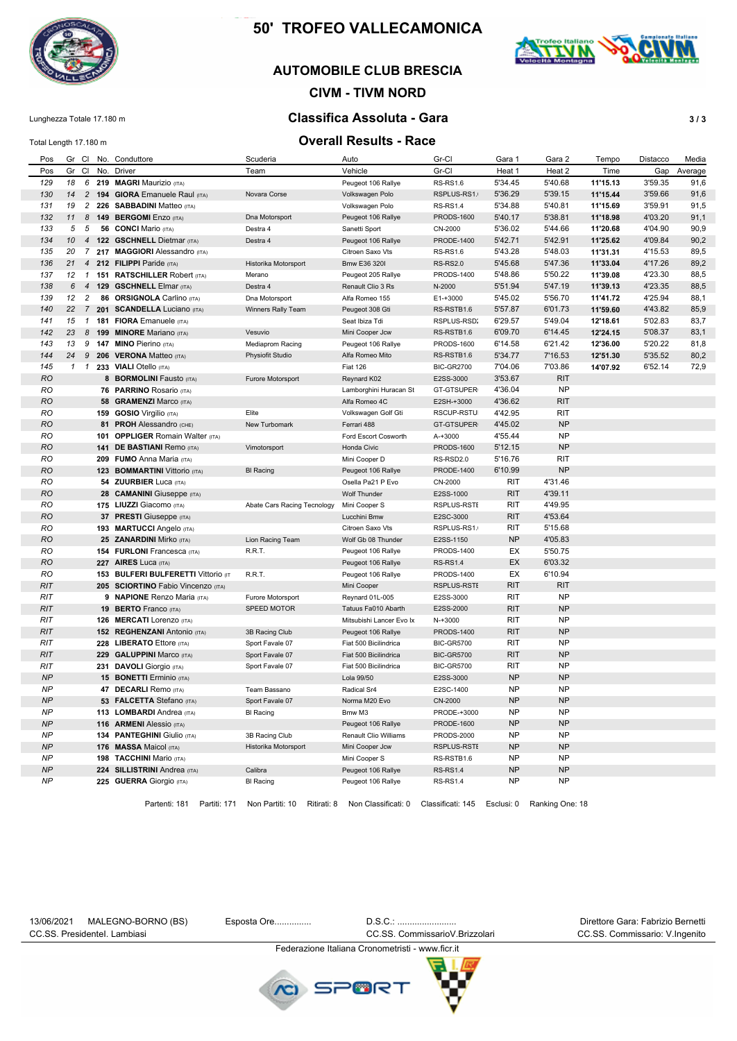# 50' TROFEO VALLECAMONICA

## AUTOMOBILE CLUB BRESCIA

## CIVM - TIVM NORD

Lunghezza Totale 17.180 m

Total Length 17.180 m

## Classifica Assoluta - Gara

## Overall Results - Race

| Pos<br>Pos | Gr<br>Gr | Cl<br>Cl | No.<br>No. | Conduttore<br>Driver | Scuderia<br>Team | Auto<br>Vehicle | Gr-Cl<br>Gr-Cl | Gara 1<br>Heat 1 | Gara 2<br>Heat 2 | Tempo<br>Time | Distacco<br>Gap | Media<br>Average |
|---|---|---|---|---|---|---|---|---|---|---|---|---|
| 129 | 18 | 6 | 219 | **MAGRI** Maurizio (ITA) | | Peugeot 106 Rallye | RS-RS1.6 | 5'34.45 | 5'40.68 | **11'15.13** | 3'59.35 | 91,6 |
| 130 | 14 | 2 | 194 | **GIORA** Emanuele Raul (ITA) | Novara Corse | Volkswagen Polo | RSPLUS-RS1.( | 5'36.29 | 5'39.15 | **11'15.44** | 3'59.66 | 91,6 |
| 131 | 19 | 2 | 226 | **SABBADINI** Matteo (ITA) | | Volkswagen Polo | RS-RS1.4 | 5'34.88 | 5'40.81 | **11'15.69** | 3'59.91 | 91,5 |
| 132 | 11 | 8 | 149 | **BERGOMI** Enzo (ITA) | Dna Motorsport | Peugeot 106 Rallye | PRODS-1600 | 5'40.17 | 5'38.81 | **11'18.98** | 4'03.20 | 91,1 |
| 133 | 5 | 5 | 56 | **CONCI** Mario (ITA) | Destra 4 | Sanetti Sport | CN-2000 | 5'36.02 | 5'44.66 | **11'20.68** | 4'04.90 | 90,9 |
| 134 | 10 | 4 | 122 | **GSCHNELL** Dietmar (ITA) | Destra 4 | Peugeot 106 Rallye | PRODE-1400 | 5'42.71 | 5'42.91 | **11'25.62** | 4'09.84 | 90,2 |
| 135 | 20 | 7 | 217 | **MAGGIORI** Alessandro (ITA) | | Citroen Saxo Vts | RS-RS1.6 | 5'43.28 | 5'48.03 | **11'31.31** | 4'15.53 | 89,5 |
| 136 | 21 | 4 | 212 | **FILIPPI** Paride (ITA) | Historika Motorsport | Bmw E36 320I | RS-RS2.0 | 5'45.68 | 5'47.36 | **11'33.04** | 4'17.26 | 89,2 |
| 137 | 12 | 1 | 151 | **RATSCHILLER** Robert (ITA) | Merano | Peugeot 205 Rallye | PRODS-1400 | 5'48.86 | 5'50.22 | **11'39.08** | 4'23.30 | 88,5 |
| 138 | 6 | 4 | 129 | **GSCHNELL** Elmar (ITA) | Destra 4 | Renault Clio 3 Rs | N-2000 | 5'51.94 | 5'47.19 | **11'39.13** | 4'23.35 | 88,5 |
| 139 | 12 | 2 | 86 | **ORSIGNOLA** Carlino (ITA) | Dna Motorsport | Alfa Romeo 155 | E1-+3000 | 5'45.02 | 5'56.70 | **11'41.72** | 4'25.94 | 88,1 |
| 140 | 22 | 7 | 201 | **SCANDELLA** Luciano (ITA) | Winners Rally Team | Peugeot 308 Gti | RS-RSTB1.6 | 5'57.87 | 6'01.73 | **11'59.60** | 4'43.82 | 85,9 |
| 141 | 15 | 1 | 181 | **FIORA** Emanuele (ITA) | | Seat Ibiza Tdi | RSPLUS-RSD2 | 6'29.57 | 5'49.04 | **12'18.61** | 5'02.83 | 83,7 |
| 142 | 23 | 8 | 199 | **MINORE** Mariano (ITA) | Vesuvio | Mini Cooper Jcw | RS-RSTB1.6 | 6'09.70 | 6'14.45 | **12'24.15** | 5'08.37 | 83,1 |
| 143 | 13 | 9 | 147 | **MINO** Pierino (ITA) | Mediaprom Racing | Peugeot 106 Rallye | PRODS-1600 | 6'14.58 | 6'21.42 | **12'36.00** | 5'20.22 | 81,8 |
| 144 | 24 | 9 | 206 | **VERONA** Matteo (ITA) | Physiofit Studio | Alfa Romeo Mito | RS-RSTB1.6 | 5'34.77 | 7'16.53 | **12'51.30** | 5'35.52 | 80,2 |
| 145 | 1 | 1 | 233 | **VIALI** Otello (ITA) | | Fiat 126 | BIC-GR2700 | 7'04.06 | 7'03.86 | **14'07.92** | 6'52.14 | 72,9 |
| RO | | | 8 | **BORMOLINI** Fausto (ITA) | Furore Motorsport | Reynard K02 | E2SS-3000 | 3'53.67 | RIT | | | |
| RO | | | 76 | **PARRINO** Rosario (ITA) | | Lamborghini Huracan St | GT-GTSUPER | 4'36.04 | NP | | | |
| RO | | | 58 | **GRAMENZI** Marco (ITA) | | Alfa Romeo 4C | E2SH-+3000 | 4'36.62 | RIT | | | |
| RO | | | 159 | **GOSIO** Virgilio (ITA) | Elite | Volkswagen Golf Gti | RSCUP-RSTU | 4'42.95 | RIT | | | |
| RO | | | 81 | **PROH** Alessandro (CHE) | New Turbomark | Ferrari 488 | GT-GTSUPER | 4'45.02 | NP | | | |
| RO | | | 101 | **OPPLIGER** Romain Walter (ITA) | | Ford Escort Cosworth | A-+3000 | 4'55.44 | NP | | | |
| RO | | | 141 | **DE BASTIANI** Remo (ITA) | Vimotorsport | Honda Civic | PRODS-1600 | 5'12.15 | NP | | | |
| RO | | | 209 | **FUMO** Anna Maria (ITA) | | Mini Cooper D | RS-RSD2.0 | 5'16.76 | RIT | | | |
| RO | | | 123 | **BOMMARTINI** Vittorio (ITA) | Bl Racing | Peugeot 106 Rallye | PRODE-1400 | 6'10.99 | NP | | | |
| RO | | | 54 | **ZUURBIER** Luca (ITA) | | Osella Pa21 P Evo | CN-2000 | RIT | 4'31.46 | | | |
| RO | | | 28 | **CAMANINI** Giuseppe (ITA) | | Wolf Thunder | E2SS-1000 | RIT | 4'39.11 | | | |
| RO | | | 175 | **LIUZZI** Giacomo (ITA) | Abate Cars Racing Tecnology | Mini Cooper S | RSPLUS-RSTE | RIT | 4'49.95 | | | |
| RO | | | 37 | **PRESTI** Giuseppe (ITA) | | Lucchini Bmw | E2SC-3000 | RIT | 4'53.64 | | | |
| RO | | | 193 | **MARTUCCI** Angelo (ITA) | | Citroen Saxo Vts | RSPLUS-RS1.( | RIT | 5'15.68 | | | |
| RO | | | 25 | **ZANARDINI** Mirko (ITA) | Lion Racing Team | Wolf Gb 08 Thunder | E2SS-1150 | NP | 4'05.83 | | | |
| RO | | | 154 | **FURLONI** Francesca (ITA) | R.R.T. | Peugeot 106 Rallye | PRODS-1400 | EX | 5'50.75 | | | |
| RO | | | 227 | **AIRES** Luca (ITA) | | Peugeot 106 Rallye | RS-RS1.4 | EX | 6'03.32 | | | |
| RO | | | 153 | **BULFERI BULFERETTI** Vittorio (IT | R.R.T. | Peugeot 106 Rallye | PRODS-1400 | EX | 6'10.94 | | | |
| RIT | | | 205 | **SCIORTINO** Fabio Vincenzo (ITA) | | Mini Cooper | RSPLUS-RSTE | RIT | RIT | | | |
| RIT | | | 9 | **NAPIONE** Renzo Maria (ITA) | Furore Motorsport | Reynard 01L-005 | E2SS-3000 | RIT | NP | | | |
| RIT | | | 19 | **BERTO** Franco (ITA) | SPEED MOTOR | Tatuus Fa010 Abarth | E2SS-2000 | RIT | NP | | | |
| RIT | | | 126 | **MERCATI** Lorenzo (ITA) | | Mitsubishi Lancer Evo Ix | N-+3000 | RIT | NP | | | |
| RIT | | | 152 | **REGHENZANI** Antonio (ITA) | 3B Racing Club | Peugeot 106 Rallye | PRODS-1400 | RIT | NP | | | |
| RIT | | | 228 | **LIBERATO** Ettore (ITA) | Sport Favale 07 | Fiat 500 Bicilindrica | BIC-GR5700 | RIT | NP | | | |
| RIT | | | 229 | **GALUPPINI** Marco (ITA) | Sport Favale 07 | Fiat 500 Bicilindrica | BIC-GR5700 | RIT | NP | | | |
| RIT | | | 231 | **DAVOLI** Giorgio (ITA) | Sport Favale 07 | Fiat 500 Bicilindrica | BIC-GR5700 | RIT | NP | | | |
| NP | | | 15 | **BONETTI** Erminio (ITA) | | Lola 99/50 | E2SS-3000 | NP | NP | | | |
| NP | | | 47 | **DECARLI** Remo (ITA) | Team Bassano | Radical Sr4 | E2SC-1400 | NP | NP | | | |
| NP | | | 53 | **FALCETTA** Stefano (ITA) | Sport Favale 07 | Norma M20 Evo | CN-2000 | NP | NP | | | |
| NP | | | 113 | **LOMBARDI** Andrea (ITA) | Bl Racing | Bmw M3 | PRODE-+3000 | NP | NP | | | |
| NP | | | 116 | **ARMENI** Alessio (ITA) | | Peugeot 106 Rallye | PRODE-1600 | NP | NP | | | |
| NP | | | 134 | **PANTEGHINI** Giulio (ITA) | 3B Racing Club | Renault Clio Williams | PRODS-2000 | NP | NP | | | |
| NP | | | 176 | **MASSA** Maicol (ITA) | Historika Motorsport | Mini Cooper Jcw | RSPLUS-RSTE | NP | NP | | | |
| NP | | | 198 | **TACCHINI** Mario (ITA) | | Mini Cooper S | RS-RSTB1.6 | NP | NP | | | |
| NP | | | 224 | **SILLISTRINI** Andrea (ITA) | Calibra | Peugeot 106 Rallye | RS-RS1.4 | NP | NP | | | |
| NP | | | 225 | **GUERRA** Giorgio (ITA) | Bl Racing | Peugeot 106 Rallye | RS-RS1.4 | NP | NP | | | |

Partenti: 181 Partiti: 171 Non Partiti: 10 Ritirati: 8 Non Classificati: 0 Classificati: 145 Esclusi: 0 Ranking One: 18

13/06/2021 MALEGNO-BORNO (BS) Esposta Ore.............. D.S.C.: ........................ Direttore Gara: Fabrizio Bernetti

CC.SS. Presidentel. Lambiasi CC.SS. CommissarioV.Brizzolari CC.SS. Commissario: V.Ingenito

Federazione Italiana Cronometristi - www.ficr.it